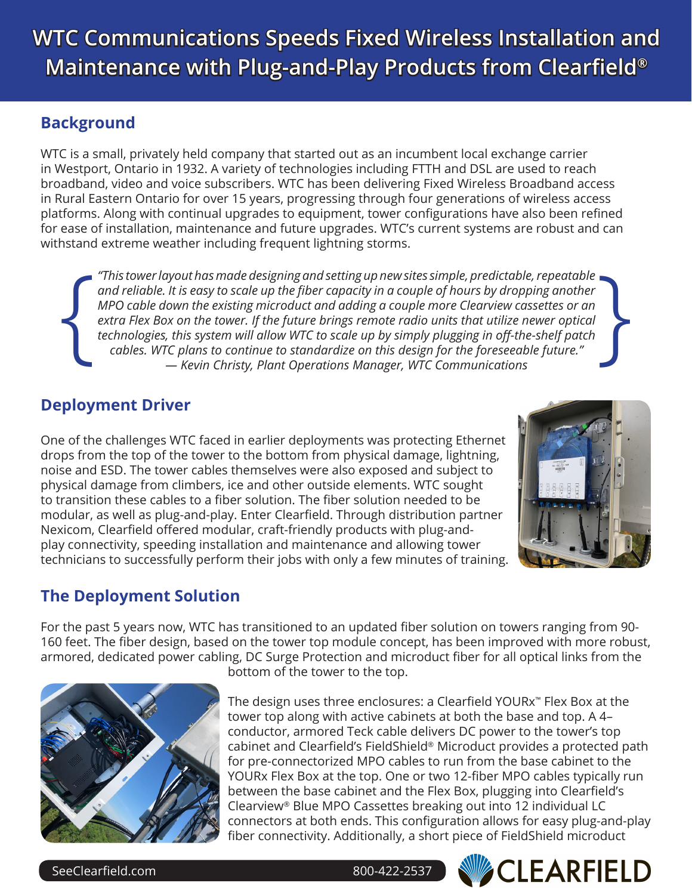# WTC Communications Speeds Fixed Wireless Installation and Maintenance with Plug-and-Play Products from Clearfield®

## Background

WTC is a small, privately held company that started out as an incumbent local exchange carrier in Westport, Ontario in 1932. A variety of technologies including FTTH and DSL are used to reach broadband, video and voice subscribers. WTC has been delivering Fixed Wireless Broadband access in Rural Eastern Ontario for over 15 years, progressing through four generations of wireless access platforms. Along with continual upgrades to equipment, tower configurations have also been refined for ease of installation, maintenance and future upgrades. WTC's current systems are robust and can withstand extreme weather including frequent lightning storms.

> *"This tower layout has made designing and setting up new sites simple, predictable, repeatable and reliable. It is easy to scale up the fiber capacity in a couple of hours by dropping another MPO cable down the existing microduct and adding a couple more Clearview cassettes or an extra Flex Box on the tower. If the future brings remote radio units that utilize newer optical technologies, this system will allow WTC to scale up by simply plugging in off-the-shelf patch cables. WTC plans to continue to standardize on this design for the foreseeable future."*
> *— Kevin Christy, Plant Operations Manager, WTC Communications*

## Deployment Driver

One of the challenges WTC faced in earlier deployments was protecting Ethernet drops from the top of the tower to the bottom from physical damage, lightning, noise and ESD. The tower cables themselves were also exposed and subject to physical damage from climbers, ice and other outside elements. WTC sought to transition these cables to a fiber solution. The fiber solution needed to be modular, as well as plug-and-play. Enter Clearfield. Through distribution partner Nexicom, Clearfield offered modular, craft-friendly products with plug-and-play connectivity, speeding installation and maintenance and allowing tower technicians to successfully perform their jobs with only a few minutes of training.

## The Deployment Solution

For the past 5 years now, WTC has transitioned to an updated fiber solution on towers ranging from 90-160 feet. The fiber design, based on the tower top module concept, has been improved with more robust, armored, dedicated power cabling, DC Surge Protection and microduct fiber for all optical links from the bottom of the tower to the top.

The design uses three enclosures: a Clearfield YOURx™ Flex Box at the tower top along with active cabinets at both the base and top. A 4–conductor, armored Teck cable delivers DC power to the tower's top cabinet and Clearfield's FieldShield® Microduct provides a protected path for pre-connectorized MPO cables to run from the base cabinet to the YOURx Flex Box at the top. One or two 12-fiber MPO cables typically run between the base cabinet and the Flex Box, plugging into Clearfield's Clearview® Blue MPO Cassettes breaking out into 12 individual LC connectors at both ends. This configuration allows for easy plug-and-play fiber connectivity. Additionally, a short piece of FieldShield microduct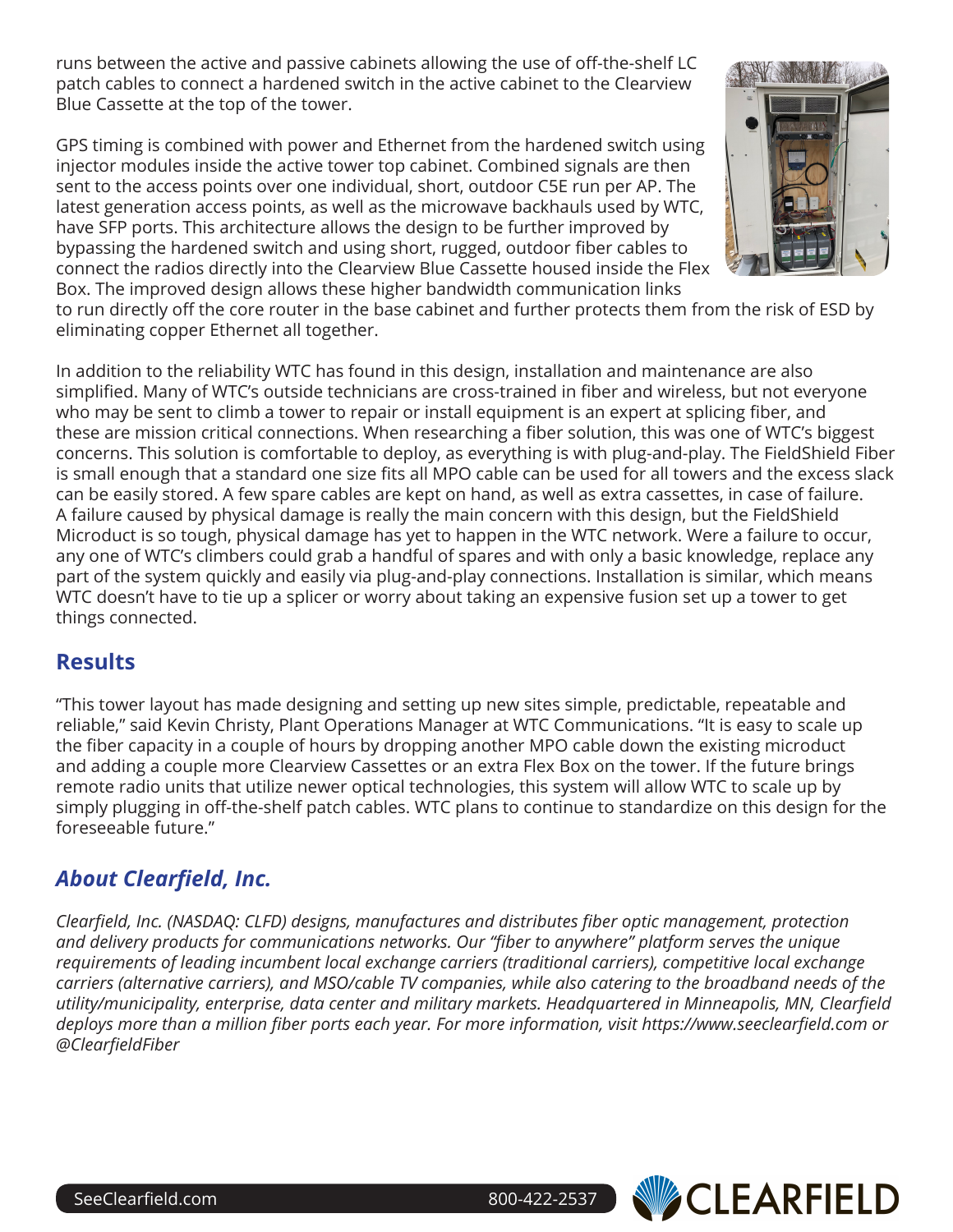runs between the active and passive cabinets allowing the use of off-the-shelf LC patch cables to connect a hardened switch in the active cabinet to the Clearview Blue Cassette at the top of the tower.

GPS timing is combined with power and Ethernet from the hardened switch using injector modules inside the active tower top cabinet. Combined signals are then sent to the access points over one individual, short, outdoor C5E run per AP. The latest generation access points, as well as the microwave backhauls used by WTC, have SFP ports. This architecture allows the design to be further improved by bypassing the hardened switch and using short, rugged, outdoor fiber cables to connect the radios directly into the Clearview Blue Cassette housed inside the Flex Box. The improved design allows these higher bandwidth communication links to run directly off the core router in the base cabinet and further protects them from the risk of ESD by eliminating copper Ethernet all together.

In addition to the reliability WTC has found in this design, installation and maintenance are also simplified. Many of WTC's outside technicians are cross-trained in fiber and wireless, but not everyone who may be sent to climb a tower to repair or install equipment is an expert at splicing fiber, and these are mission critical connections. When researching a fiber solution, this was one of WTC's biggest concerns. This solution is comfortable to deploy, as everything is with plug-and-play. The FieldShield Fiber is small enough that a standard one size fits all MPO cable can be used for all towers and the excess slack can be easily stored. A few spare cables are kept on hand, as well as extra cassettes, in case of failure. A failure caused by physical damage is really the main concern with this design, but the FieldShield Microduct is so tough, physical damage has yet to happen in the WTC network. Were a failure to occur, any one of WTC's climbers could grab a handful of spares and with only a basic knowledge, replace any part of the system quickly and easily via plug-and-play connections. Installation is similar, which means WTC doesn't have to tie up a splicer or worry about taking an expensive fusion set up a tower to get things connected.

## Results

"This tower layout has made designing and setting up new sites simple, predictable, repeatable and reliable," said Kevin Christy, Plant Operations Manager at WTC Communications. "It is easy to scale up the fiber capacity in a couple of hours by dropping another MPO cable down the existing microduct and adding a couple more Clearview Cassettes or an extra Flex Box on the tower. If the future brings remote radio units that utilize newer optical technologies, this system will allow WTC to scale up by simply plugging in off-the-shelf patch cables. WTC plans to continue to standardize on this design for the foreseeable future."

## *About Clearfield, Inc.*

*Clearfield, Inc. (NASDAQ: CLFD) designs, manufactures and distributes fiber optic management, protection and delivery products for communications networks. Our "fiber to anywhere" platform serves the unique requirements of leading incumbent local exchange carriers (traditional carriers), competitive local exchange carriers (alternative carriers), and MSO/cable TV companies, while also catering to the broadband needs of the utility/municipality, enterprise, data center and military markets. Headquartered in Minneapolis, MN, Clearfield deploys more than a million fiber ports each year. For more information, visit https://www.seeclearfield.com or @ClearfieldFiber*

SeeClearfield.com 800-422-2537

CLEARFIELD